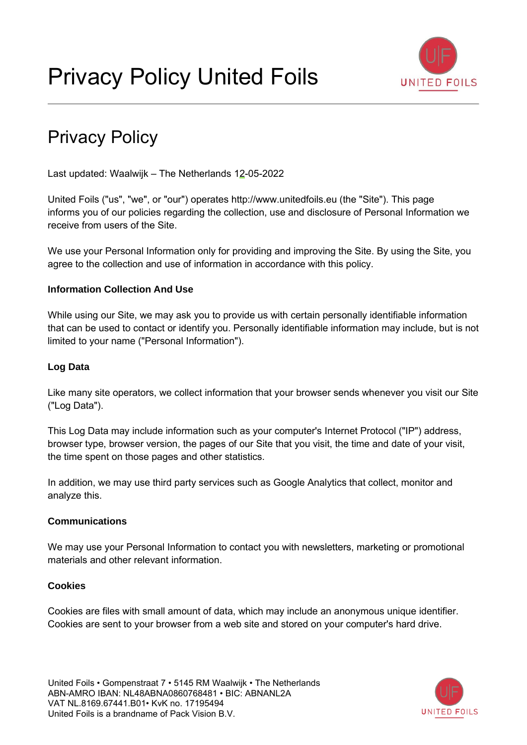# Privacy Policy United Foils

## Privacy Policy

Last updated: Waalwijk – The Netherlands 12-05-2022

United Foils ("us", "we", or "our") operates http://www.unitedfoils.eu (the "Site"). This page informs you of our policies regarding the collection, use and disclosure of Personal Information we receive from users of the Site.

We use your Personal Information only for providing and improving the Site. By using the Site, you agree to the collection and use of information in accordance with this policy.

**Information Collection And Use**

While using our Site, we may ask you to provide us with certain personally identifiable information that can be used to contact or identify you. Personally identifiable information may include, but is not limited to your name ("Personal Information").

**Log Data**

Like many site operators, we collect information that your browser sends whenever you visit our Site ("Log Data").

This Log Data may include information such as your computer's Internet Protocol ("IP") address, browser type, browser version, the pages of our Site that you visit, the time and date of your visit, the time spent on those pages and other statistics.

In addition, we may use third party services such as Google Analytics that collect, monitor and analyze this.

**Communications**

We may use your Personal Information to contact you with newsletters, marketing or promotional materials and other relevant information.

**Cookies**

Cookies are files with small amount of data, which may include an anonymous unique identifier. Cookies are sent to your browser from a web site and stored on your computer's hard drive.

United Foils • Gompenstraat 7 • 5145 RM Waalwijk • The Netherlands
ABN-AMRO IBAN: NL48ABNA0860768481 • BIC: ABNANL2A
VAT NL.8169.67441.B01• KvK no. 17195494
United Foils is a brandname of Pack Vision B.V.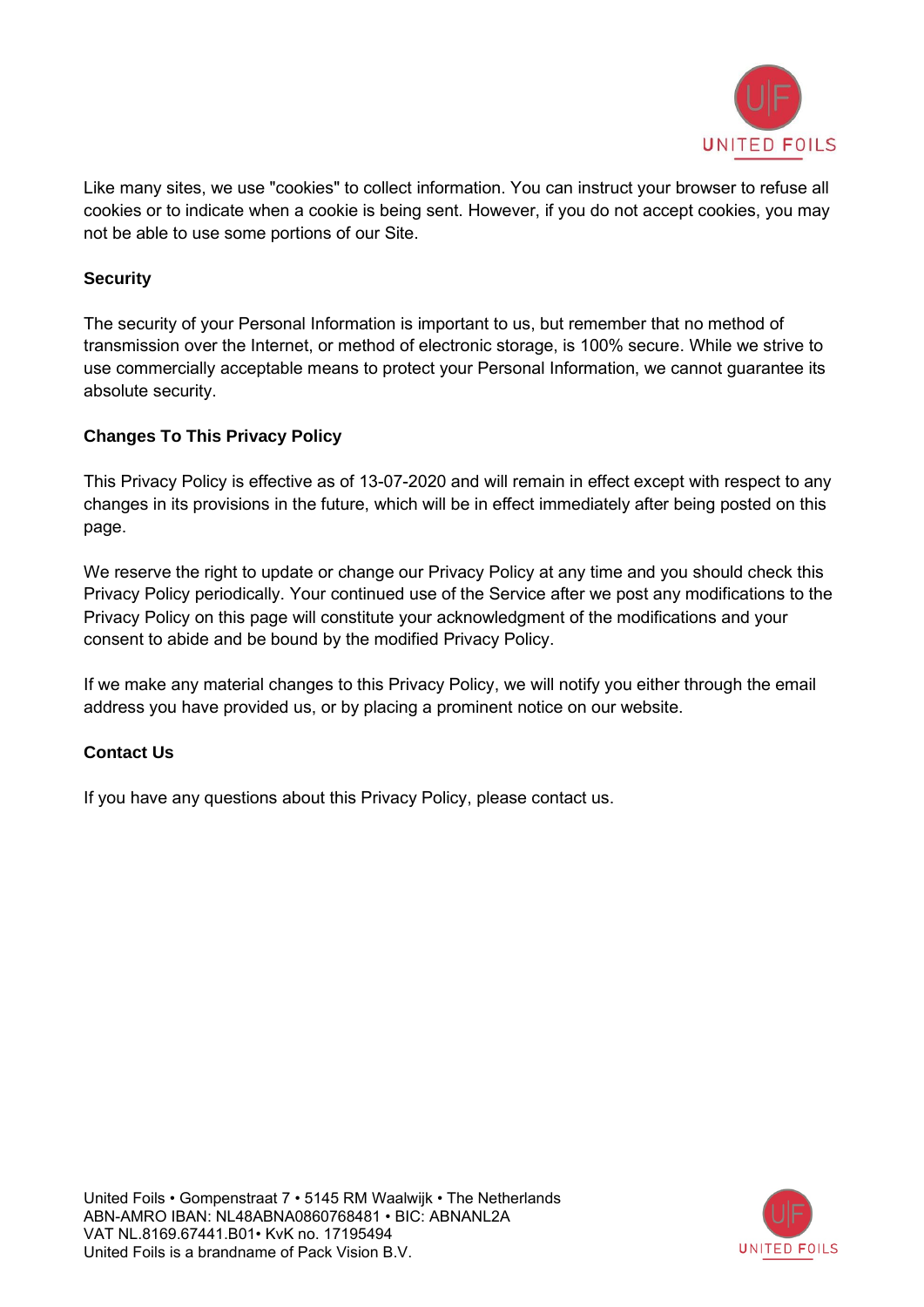Like many sites, we use "cookies" to collect information. You can instruct your browser to refuse all cookies or to indicate when a cookie is being sent. However, if you do not accept cookies, you may not be able to use some portions of our Site.

**Security**

The security of your Personal Information is important to us, but remember that no method of transmission over the Internet, or method of electronic storage, is 100% secure. While we strive to use commercially acceptable means to protect your Personal Information, we cannot guarantee its absolute security.

**Changes To This Privacy Policy**

This Privacy Policy is effective as of 13-07-2020 and will remain in effect except with respect to any changes in its provisions in the future, which will be in effect immediately after being posted on this page.

We reserve the right to update or change our Privacy Policy at any time and you should check this Privacy Policy periodically. Your continued use of the Service after we post any modifications to the Privacy Policy on this page will constitute your acknowledgment of the modifications and your consent to abide and be bound by the modified Privacy Policy.

If we make any material changes to this Privacy Policy, we will notify you either through the email address you have provided us, or by placing a prominent notice on our website.

**Contact Us**

If you have any questions about this Privacy Policy, please contact us.